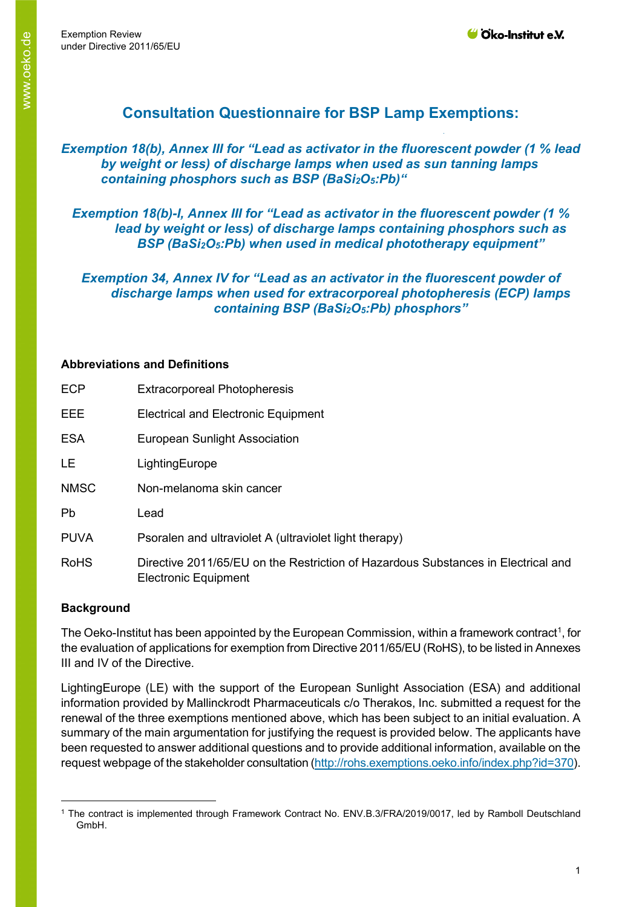# Consultation Questionnaire for BSP Lamp Exemptions:

***Exemption 18(b), Annex III for "Lead as activator in the fluorescent powder (1 % lead by weight or less) of discharge lamps when used as sun tanning lamps containing phosphors such as BSP ($BaSi_2O_5$:Pb)"***

***Exemption 18(b)-I, Annex III for "Lead as activator in the fluorescent powder (1 % lead by weight or less) of discharge lamps containing phosphors such as BSP ($BaSi_2O_5$:Pb) when used in medical phototherapy equipment"***

***Exemption 34, Annex IV for "Lead as an activator in the fluorescent powder of discharge lamps when used for extracorporeal photopheresis (ECP) lamps containing BSP ($BaSi_2O_5$:Pb) phosphors"***

## Abbreviations and Definitions

| | |
|---|---|
| ECP | Extracorporeal Photopheresis |
| EEE | Electrical and Electronic Equipment |
| ESA | European Sunlight Association |
| LE | LightingEurope |
| NMSC | Non-melanoma skin cancer |
| Pb | Lead |
| PUVA | Psoralen and ultraviolet A (ultraviolet light therapy) |
| RoHS | Directive 2011/65/EU on the Restriction of Hazardous Substances in Electrical and Electronic Equipment |

## Background

The Oeko-Institut has been appointed by the European Commission, within a framework contract[1], for the evaluation of applications for exemption from Directive 2011/65/EU (RoHS), to be listed in Annexes III and IV of the Directive.

LightingEurope (LE) with the support of the European Sunlight Association (ESA) and additional information provided by Mallinckrodt Pharmaceuticals c/o Therakos, Inc. submitted a request for the renewal of the three exemptions mentioned above, which has been subject to an initial evaluation. A summary of the main argumentation for justifying the request is provided below. The applicants have been requested to answer additional questions and to provide additional information, available on the request webpage of the stakeholder consultation (http://rohs.exemptions.oeko.info/index.php?id=370).

[1] The contract is implemented through Framework Contract No. ENV.B.3/FRA/2019/0017, led by Ramboll Deutschland GmbH.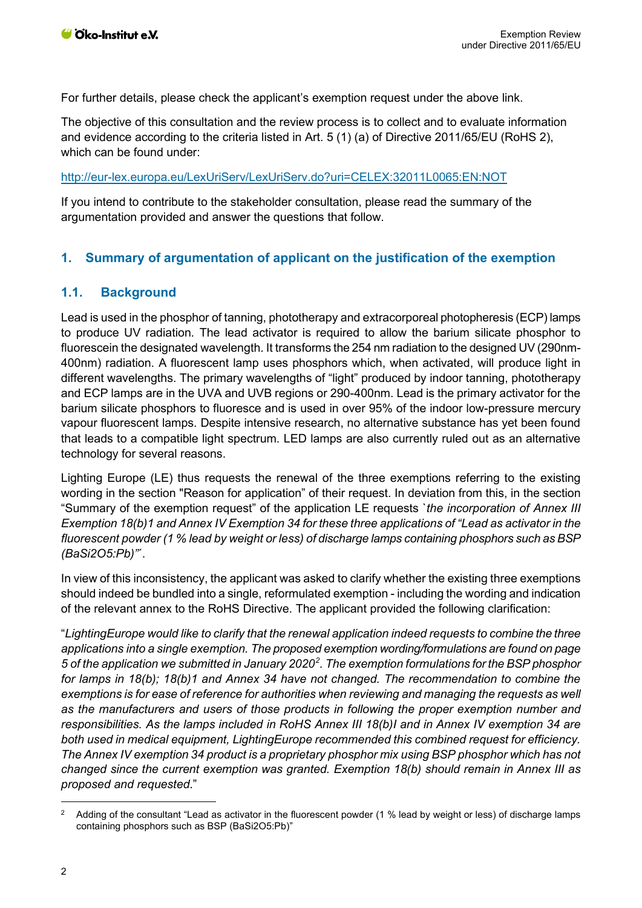For further details, please check the applicant's exemption request under the above link.

The objective of this consultation and the review process is to collect and to evaluate information and evidence according to the criteria listed in Art. 5 (1) (a) of Directive 2011/65/EU (RoHS 2), which can be found under:

http://eur-lex.europa.eu/LexUriServ/LexUriServ.do?uri=CELEX:32011L0065:EN:NOT

If you intend to contribute to the stakeholder consultation, please read the summary of the argumentation provided and answer the questions that follow.

## 1. Summary of argumentation of applicant on the justification of the exemption

### 1.1. Background

Lead is used in the phosphor of tanning, phototherapy and extracorporeal photopheresis (ECP) lamps to produce UV radiation. The lead activator is required to allow the barium silicate phosphor to fluorescein the designated wavelength. It transforms the 254 nm radiation to the designed UV (290nm-400nm) radiation. A fluorescent lamp uses phosphors which, when activated, will produce light in different wavelengths. The primary wavelengths of "light" produced by indoor tanning, phototherapy and ECP lamps are in the UVA and UVB regions or 290-400nm. Lead is the primary activator for the barium silicate phosphors to fluoresce and is used in over 95% of the indoor low-pressure mercury vapour fluorescent lamps. Despite intensive research, no alternative substance has yet been found that leads to a compatible light spectrum. LED lamps are also currently ruled out as an alternative technology for several reasons.

Lighting Europe (LE) thus requests the renewal of the three exemptions referring to the existing wording in the section "Reason for application" of their request. In deviation from this, in the section "Summary of the exemption request" of the application LE requests `*the incorporation of Annex III Exemption 18(b)1 and Annex IV Exemption 34 for these three applications of "Lead as activator in the fluorescent powder (1 % lead by weight or less) of discharge lamps containing phosphors such as BSP (BaSi2O5:Pb)"*´.

In view of this inconsistency, the applicant was asked to clarify whether the existing three exemptions should indeed be bundled into a single, reformulated exemption - including the wording and indication of the relevant annex to the RoHS Directive. The applicant provided the following clarification:

"*LightingEurope would like to clarify that the renewal application indeed requests to combine the three applications into a single exemption. The proposed exemption wording/formulations are found on page 5 of the application we submitted in January 2020*[2]*. The exemption formulations for the BSP phosphor for lamps in 18(b); 18(b)1 and Annex 34 have not changed. The recommendation to combine the exemptions is for ease of reference for authorities when reviewing and managing the requests as well as the manufacturers and users of those products in following the proper exemption number and responsibilities. As the lamps included in RoHS Annex III 18(b)I and in Annex IV exemption 34 are both used in medical equipment, LightingEurope recommended this combined request for efficiency. The Annex IV exemption 34 product is a proprietary phosphor mix using BSP phosphor which has not changed since the current exemption was granted. Exemption 18(b) should remain in Annex III as proposed and requested.*"

---

[2] Adding of the consultant "Lead as activator in the fluorescent powder (1 % lead by weight or less) of discharge lamps containing phosphors such as BSP (BaSi2O5:Pb)"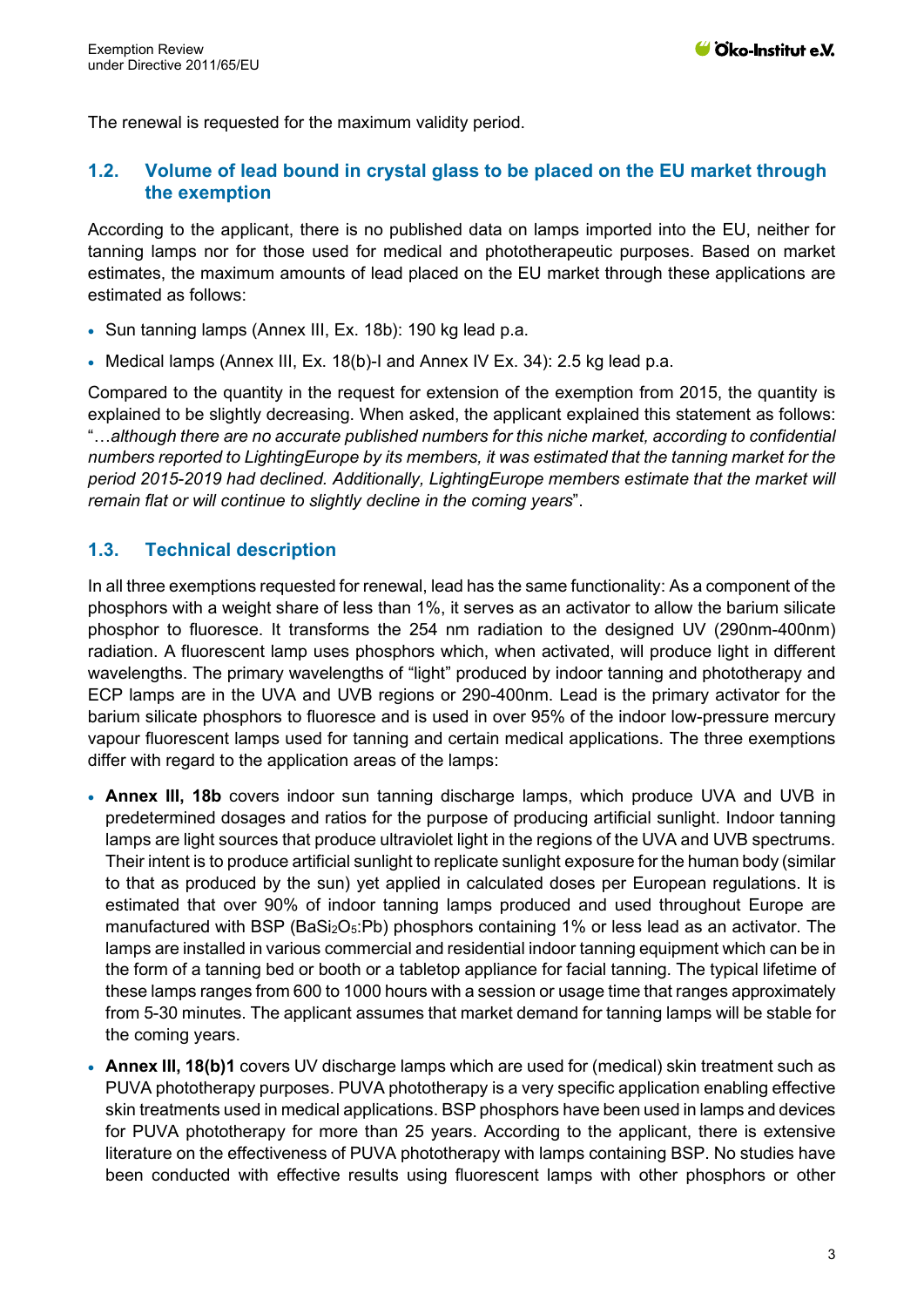The renewal is requested for the maximum validity period.

## 1.2. Volume of lead bound in crystal glass to be placed on the EU market through the exemption

According to the applicant, there is no published data on lamps imported into the EU, neither for tanning lamps nor for those used for medical and phototherapeutic purposes. Based on market estimates, the maximum amounts of lead placed on the EU market through these applications are estimated as follows:

- Sun tanning lamps (Annex III, Ex. 18b): 190 kg lead p.a.
- Medical lamps (Annex III, Ex. 18(b)-I and Annex IV Ex. 34): 2.5 kg lead p.a.

Compared to the quantity in the request for extension of the exemption from 2015, the quantity is explained to be slightly decreasing. When asked, the applicant explained this statement as follows: "*…although there are no accurate published numbers for this niche market, according to confidential numbers reported to LightingEurope by its members, it was estimated that the tanning market for the period 2015-2019 had declined. Additionally, LightingEurope members estimate that the market will remain flat or will continue to slightly decline in the coming years*".

## 1.3. Technical description

In all three exemptions requested for renewal, lead has the same functionality: As a component of the phosphors with a weight share of less than 1%, it serves as an activator to allow the barium silicate phosphor to fluoresce. It transforms the 254 nm radiation to the designed UV (290nm-400nm) radiation. A fluorescent lamp uses phosphors which, when activated, will produce light in different wavelengths. The primary wavelengths of "light" produced by indoor tanning and phototherapy and ECP lamps are in the UVA and UVB regions or 290-400nm. Lead is the primary activator for the barium silicate phosphors to fluoresce and is used in over 95% of the indoor low-pressure mercury vapour fluorescent lamps used for tanning and certain medical applications. The three exemptions differ with regard to the application areas of the lamps:

- **Annex III, 18b** covers indoor sun tanning discharge lamps, which produce UVA and UVB in predetermined dosages and ratios for the purpose of producing artificial sunlight. Indoor tanning lamps are light sources that produce ultraviolet light in the regions of the UVA and UVB spectrums. Their intent is to produce artificial sunlight to replicate sunlight exposure for the human body (similar to that as produced by the sun) yet applied in calculated doses per European regulations. It is estimated that over 90% of indoor tanning lamps produced and used throughout Europe are manufactured with BSP ($BaSi_2O_5$:Pb) phosphors containing 1% or less lead as an activator. The lamps are installed in various commercial and residential indoor tanning equipment which can be in the form of a tanning bed or booth or a tabletop appliance for facial tanning. The typical lifetime of these lamps ranges from 600 to 1000 hours with a session or usage time that ranges approximately from 5-30 minutes. The applicant assumes that market demand for tanning lamps will be stable for the coming years.
- **Annex III, 18(b)1** covers UV discharge lamps which are used for (medical) skin treatment such as PUVA phototherapy purposes. PUVA phototherapy is a very specific application enabling effective skin treatments used in medical applications. BSP phosphors have been used in lamps and devices for PUVA phototherapy for more than 25 years. According to the applicant, there is extensive literature on the effectiveness of PUVA phototherapy with lamps containing BSP. No studies have been conducted with effective results using fluorescent lamps with other phosphors or other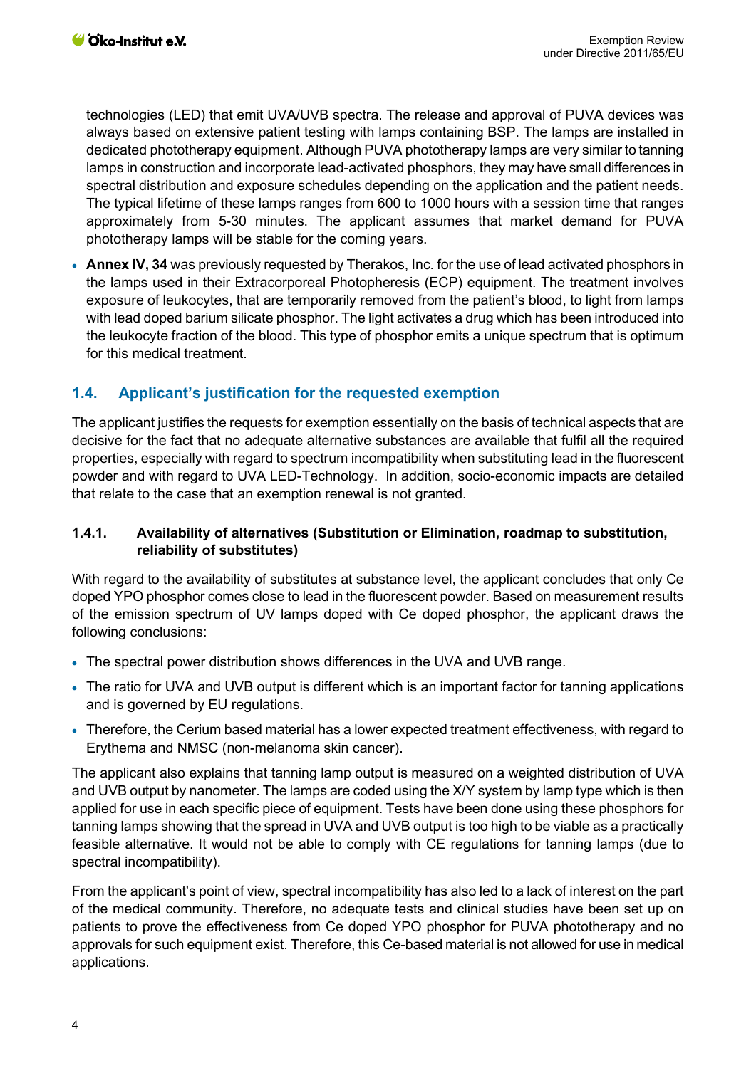technologies (LED) that emit UVA/UVB spectra. The release and approval of PUVA devices was always based on extensive patient testing with lamps containing BSP. The lamps are installed in dedicated phototherapy equipment. Although PUVA phototherapy lamps are very similar to tanning lamps in construction and incorporate lead-activated phosphors, they may have small differences in spectral distribution and exposure schedules depending on the application and the patient needs. The typical lifetime of these lamps ranges from 600 to 1000 hours with a session time that ranges approximately from 5-30 minutes. The applicant assumes that market demand for PUVA phototherapy lamps will be stable for the coming years.

- **Annex IV, 34** was previously requested by Therakos, Inc. for the use of lead activated phosphors in the lamps used in their Extracorporeal Photopheresis (ECP) equipment. The treatment involves exposure of leukocytes, that are temporarily removed from the patient's blood, to light from lamps with lead doped barium silicate phosphor. The light activates a drug which has been introduced into the leukocyte fraction of the blood. This type of phosphor emits a unique spectrum that is optimum for this medical treatment.

## 1.4. Applicant's justification for the requested exemption

The applicant justifies the requests for exemption essentially on the basis of technical aspects that are decisive for the fact that no adequate alternative substances are available that fulfil all the required properties, especially with regard to spectrum incompatibility when substituting lead in the fluorescent powder and with regard to UVA LED-Technology. In addition, socio-economic impacts are detailed that relate to the case that an exemption renewal is not granted.

### 1.4.1. Availability of alternatives (Substitution or Elimination, roadmap to substitution, reliability of substitutes)

With regard to the availability of substitutes at substance level, the applicant concludes that only Ce doped YPO phosphor comes close to lead in the fluorescent powder. Based on measurement results of the emission spectrum of UV lamps doped with Ce doped phosphor, the applicant draws the following conclusions:

- The spectral power distribution shows differences in the UVA and UVB range.
- The ratio for UVA and UVB output is different which is an important factor for tanning applications and is governed by EU regulations.
- Therefore, the Cerium based material has a lower expected treatment effectiveness, with regard to Erythema and NMSC (non-melanoma skin cancer).

The applicant also explains that tanning lamp output is measured on a weighted distribution of UVA and UVB output by nanometer. The lamps are coded using the X/Y system by lamp type which is then applied for use in each specific piece of equipment. Tests have been done using these phosphors for tanning lamps showing that the spread in UVA and UVB output is too high to be viable as a practically feasible alternative. It would not be able to comply with CE regulations for tanning lamps (due to spectral incompatibility).

From the applicant's point of view, spectral incompatibility has also led to a lack of interest on the part of the medical community. Therefore, no adequate tests and clinical studies have been set up on patients to prove the effectiveness from Ce doped YPO phosphor for PUVA phototherapy and no approvals for such equipment exist. Therefore, this Ce-based material is not allowed for use in medical applications.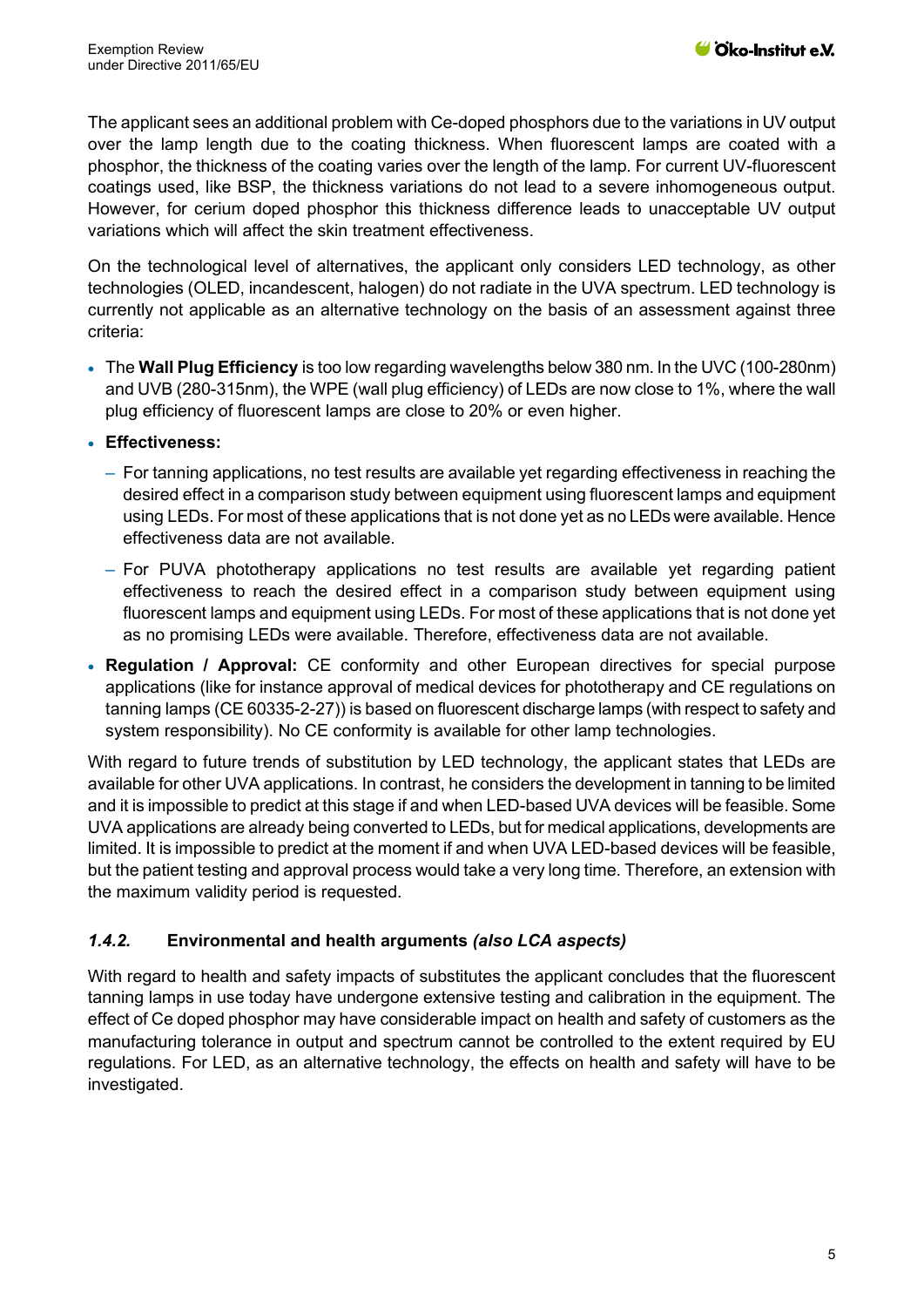The applicant sees an additional problem with Ce-doped phosphors due to the variations in UV output over the lamp length due to the coating thickness. When fluorescent lamps are coated with a phosphor, the thickness of the coating varies over the length of the lamp. For current UV-fluorescent coatings used, like BSP, the thickness variations do not lead to a severe inhomogeneous output. However, for cerium doped phosphor this thickness difference leads to unacceptable UV output variations which will affect the skin treatment effectiveness.

On the technological level of alternatives, the applicant only considers LED technology, as other technologies (OLED, incandescent, halogen) do not radiate in the UVA spectrum. LED technology is currently not applicable as an alternative technology on the basis of an assessment against three criteria:

- The **Wall Plug Efficiency** is too low regarding wavelengths below 380 nm. In the UVC (100-280nm) and UVB (280-315nm), the WPE (wall plug efficiency) of LEDs are now close to 1%, where the wall plug efficiency of fluorescent lamps are close to 20% or even higher.
- **Effectiveness:**
  - For tanning applications, no test results are available yet regarding effectiveness in reaching the desired effect in a comparison study between equipment using fluorescent lamps and equipment using LEDs. For most of these applications that is not done yet as no LEDs were available. Hence effectiveness data are not available.
  - For PUVA phototherapy applications no test results are available yet regarding patient effectiveness to reach the desired effect in a comparison study between equipment using fluorescent lamps and equipment using LEDs. For most of these applications that is not done yet as no promising LEDs were available. Therefore, effectiveness data are not available.
- **Regulation / Approval:** CE conformity and other European directives for special purpose applications (like for instance approval of medical devices for phototherapy and CE regulations on tanning lamps (CE 60335-2-27)) is based on fluorescent discharge lamps (with respect to safety and system responsibility). No CE conformity is available for other lamp technologies.

With regard to future trends of substitution by LED technology, the applicant states that LEDs are available for other UVA applications. In contrast, he considers the development in tanning to be limited and it is impossible to predict at this stage if and when LED-based UVA devices will be feasible. Some UVA applications are already being converted to LEDs, but for medical applications, developments are limited. It is impossible to predict at the moment if and when UVA LED-based devices will be feasible, but the patient testing and approval process would take a very long time. Therefore, an extension with the maximum validity period is requested.

### *1.4.2.* Environmental and health arguments *(also LCA aspects)*

With regard to health and safety impacts of substitutes the applicant concludes that the fluorescent tanning lamps in use today have undergone extensive testing and calibration in the equipment. The effect of Ce doped phosphor may have considerable impact on health and safety of customers as the manufacturing tolerance in output and spectrum cannot be controlled to the extent required by EU regulations. For LED, as an alternative technology, the effects on health and safety will have to be investigated.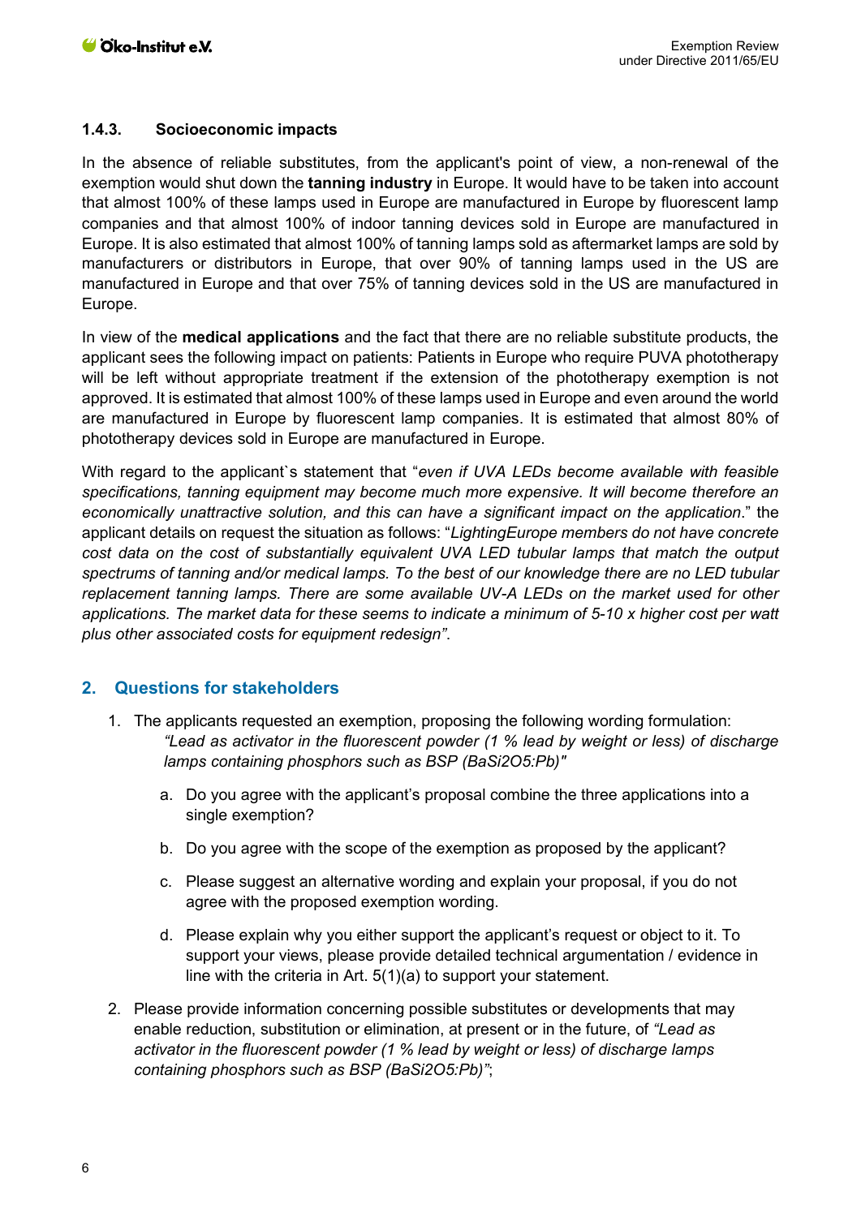### 1.4.3. Socioeconomic impacts

In the absence of reliable substitutes, from the applicant's point of view, a non-renewal of the exemption would shut down the **tanning industry** in Europe. It would have to be taken into account that almost 100% of these lamps used in Europe are manufactured in Europe by fluorescent lamp companies and that almost 100% of indoor tanning devices sold in Europe are manufactured in Europe. It is also estimated that almost 100% of tanning lamps sold as aftermarket lamps are sold by manufacturers or distributors in Europe, that over 90% of tanning lamps used in the US are manufactured in Europe and that over 75% of tanning devices sold in the US are manufactured in Europe.

In view of the **medical applications** and the fact that there are no reliable substitute products, the applicant sees the following impact on patients: Patients in Europe who require PUVA phototherapy will be left without appropriate treatment if the extension of the phototherapy exemption is not approved. It is estimated that almost 100% of these lamps used in Europe and even around the world are manufactured in Europe by fluorescent lamp companies. It is estimated that almost 80% of phototherapy devices sold in Europe are manufactured in Europe.

With regard to the applicant`s statement that "*even if UVA LEDs become available with feasible specifications, tanning equipment may become much more expensive. It will become therefore an economically unattractive solution, and this can have a significant impact on the application*." the applicant details on request the situation as follows: "*LightingEurope members do not have concrete cost data on the cost of substantially equivalent UVA LED tubular lamps that match the output spectrums of tanning and/or medical lamps. To the best of our knowledge there are no LED tubular replacement tanning lamps. There are some available UV-A LEDs on the market used for other applications. The market data for these seems to indicate a minimum of 5-10 x higher cost per watt plus other associated costs for equipment redesign*".

## 2. Questions for stakeholders

1. The applicants requested an exemption, proposing the following wording formulation:
   *"Lead as activator in the fluorescent powder (1 % lead by weight or less) of discharge lamps containing phosphors such as BSP ($BaSi_2O_5$:Pb)"*

   a. Do you agree with the applicant's proposal combine the three applications into a single exemption?

   b. Do you agree with the scope of the exemption as proposed by the applicant?

   c. Please suggest an alternative wording and explain your proposal, if you do not agree with the proposed exemption wording.

   d. Please explain why you either support the applicant's request or object to it. To support your views, please provide detailed technical argumentation / evidence in line with the criteria in Art. 5(1)(a) to support your statement.

2. Please provide information concerning possible substitutes or developments that may enable reduction, substitution or elimination, at present or in the future, of *"Lead as activator in the fluorescent powder (1 % lead by weight or less) of discharge lamps containing phosphors such as BSP ($BaSi_2O_5$:Pb)"*;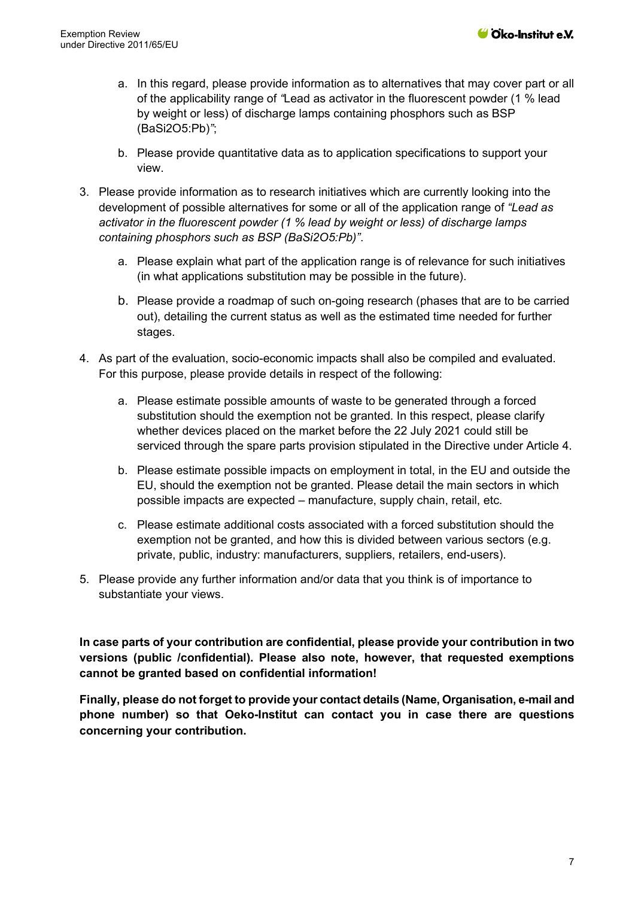a. In this regard, please provide information as to alternatives that may cover part or all of the applicability range of *"*Lead as activator in the fluorescent powder (1 % lead by weight or less) of discharge lamps containing phosphors such as BSP ($BaSi_2O_5$:Pb)*"*;

b. Please provide quantitative data as to application specifications to support your view.

3. Please provide information as to research initiatives which are currently looking into the development of possible alternatives for some or all of the application range of *"Lead as activator in the fluorescent powder (1 % lead by weight or less) of discharge lamps containing phosphors such as BSP ($BaSi_2O_5$:Pb)"*.

   a. Please explain what part of the application range is of relevance for such initiatives (in what applications substitution may be possible in the future).

   b. Please provide a roadmap of such on-going research (phases that are to be carried out), detailing the current status as well as the estimated time needed for further stages.

4. As part of the evaluation, socio-economic impacts shall also be compiled and evaluated. For this purpose, please provide details in respect of the following:

   a. Please estimate possible amounts of waste to be generated through a forced substitution should the exemption not be granted. In this respect, please clarify whether devices placed on the market before the 22 July 2021 could still be serviced through the spare parts provision stipulated in the Directive under Article 4.

   b. Please estimate possible impacts on employment in total, in the EU and outside the EU, should the exemption not be granted. Please detail the main sectors in which possible impacts are expected – manufacture, supply chain, retail, etc.

   c. Please estimate additional costs associated with a forced substitution should the exemption not be granted, and how this is divided between various sectors (e.g. private, public, industry: manufacturers, suppliers, retailers, end-users).

5. Please provide any further information and/or data that you think is of importance to substantiate your views.

**In case parts of your contribution are confidential, please provide your contribution in two versions (public /confidential). Please also note, however, that requested exemptions cannot be granted based on confidential information!**

**Finally, please do not forget to provide your contact details (Name, Organisation, e-mail and phone number) so that Oeko-Institut can contact you in case there are questions concerning your contribution.**